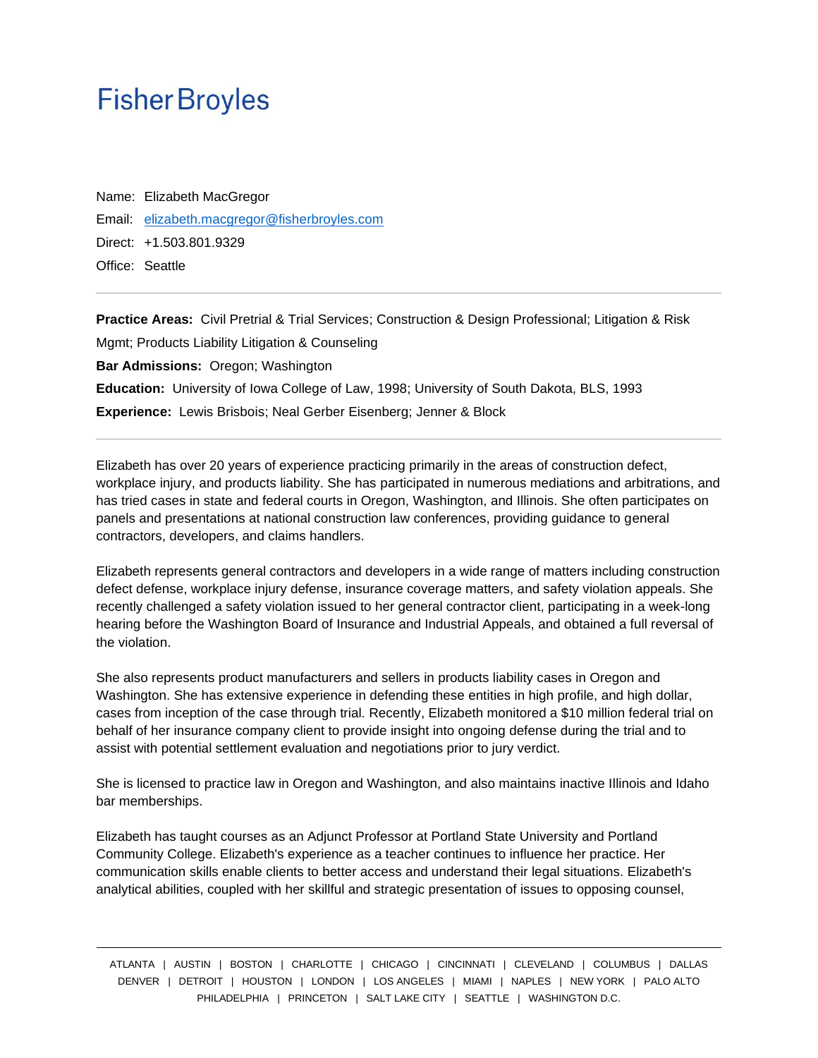# Fisher Broyles

Name: Elizabeth MacGregor

Email: [elizabeth.macgregor@fisherbroyles.com](mailto:elizabeth.macgregor@fisherbroyles.com)

Direct: +1.503.801.9329

Office: Seattle

---

**Practice Areas:** Civil Pretrial & Trial Services; Construction & Design Professional; Litigation & Risk Mgmt; Products Liability Litigation & Counseling

**Bar Admissions:** Oregon; Washington

**Education:** University of Iowa College of Law, 1998; University of South Dakota, BLS, 1993

**Experience:** Lewis Brisbois; Neal Gerber Eisenberg; Jenner & Block

---

Elizabeth has over 20 years of experience practicing primarily in the areas of construction defect, workplace injury, and products liability. She has participated in numerous mediations and arbitrations, and has tried cases in state and federal courts in Oregon, Washington, and Illinois. She often participates on panels and presentations at national construction law conferences, providing guidance to general contractors, developers, and claims handlers.

Elizabeth represents general contractors and developers in a wide range of matters including construction defect defense, workplace injury defense, insurance coverage matters, and safety violation appeals. She recently challenged a safety violation issued to her general contractor client, participating in a week-long hearing before the Washington Board of Insurance and Industrial Appeals, and obtained a full reversal of the violation.

She also represents product manufacturers and sellers in products liability cases in Oregon and Washington. She has extensive experience in defending these entities in high profile, and high dollar, cases from inception of the case through trial. Recently, Elizabeth monitored a $10 million federal trial on behalf of her insurance company client to provide insight into ongoing defense during the trial and to assist with potential settlement evaluation and negotiations prior to jury verdict.

She is licensed to practice law in Oregon and Washington, and also maintains inactive Illinois and Idaho bar memberships.

Elizabeth has taught courses as an Adjunct Professor at Portland State University and Portland Community College. Elizabeth's experience as a teacher continues to influence her practice. Her communication skills enable clients to better access and understand their legal situations. Elizabeth's analytical abilities, coupled with her skillful and strategic presentation of issues to opposing counsel,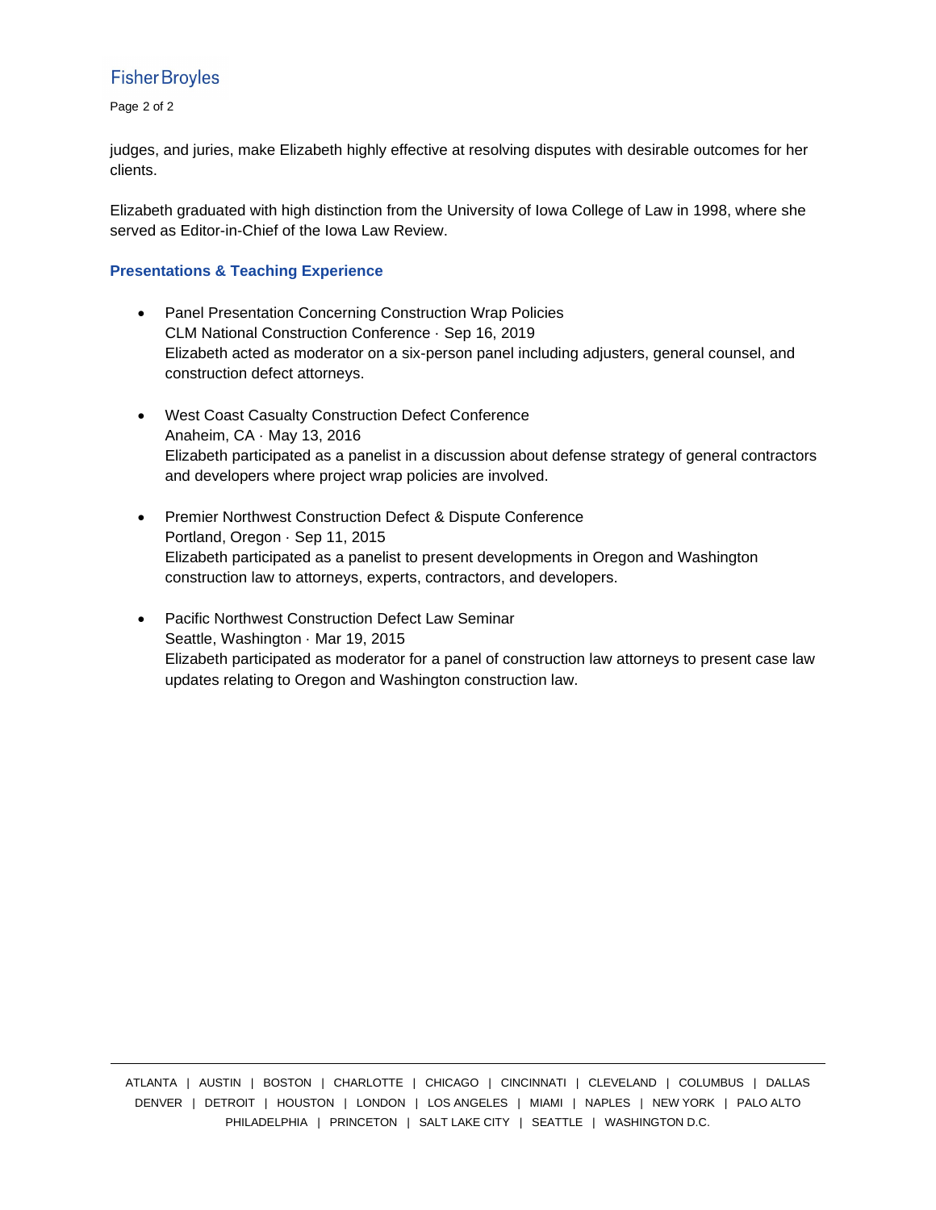judges, and juries, make Elizabeth highly effective at resolving disputes with desirable outcomes for her clients.

Elizabeth graduated with high distinction from the University of Iowa College of Law in 1998, where she served as Editor-in-Chief of the Iowa Law Review.

## Presentations & Teaching Experience

- Panel Presentation Concerning Construction Wrap Policies
  CLM National Construction Conference · Sep 16, 2019
  Elizabeth acted as moderator on a six-person panel including adjusters, general counsel, and construction defect attorneys.

- West Coast Casualty Construction Defect Conference
  Anaheim, CA · May 13, 2016
  Elizabeth participated as a panelist in a discussion about defense strategy of general contractors and developers where project wrap policies are involved.

- Premier Northwest Construction Defect & Dispute Conference
  Portland, Oregon · Sep 11, 2015
  Elizabeth participated as a panelist to present developments in Oregon and Washington construction law to attorneys, experts, contractors, and developers.

- Pacific Northwest Construction Defect Law Seminar
  Seattle, Washington · Mar 19, 2015
  Elizabeth participated as moderator for a panel of construction law attorneys to present case law updates relating to Oregon and Washington construction law.